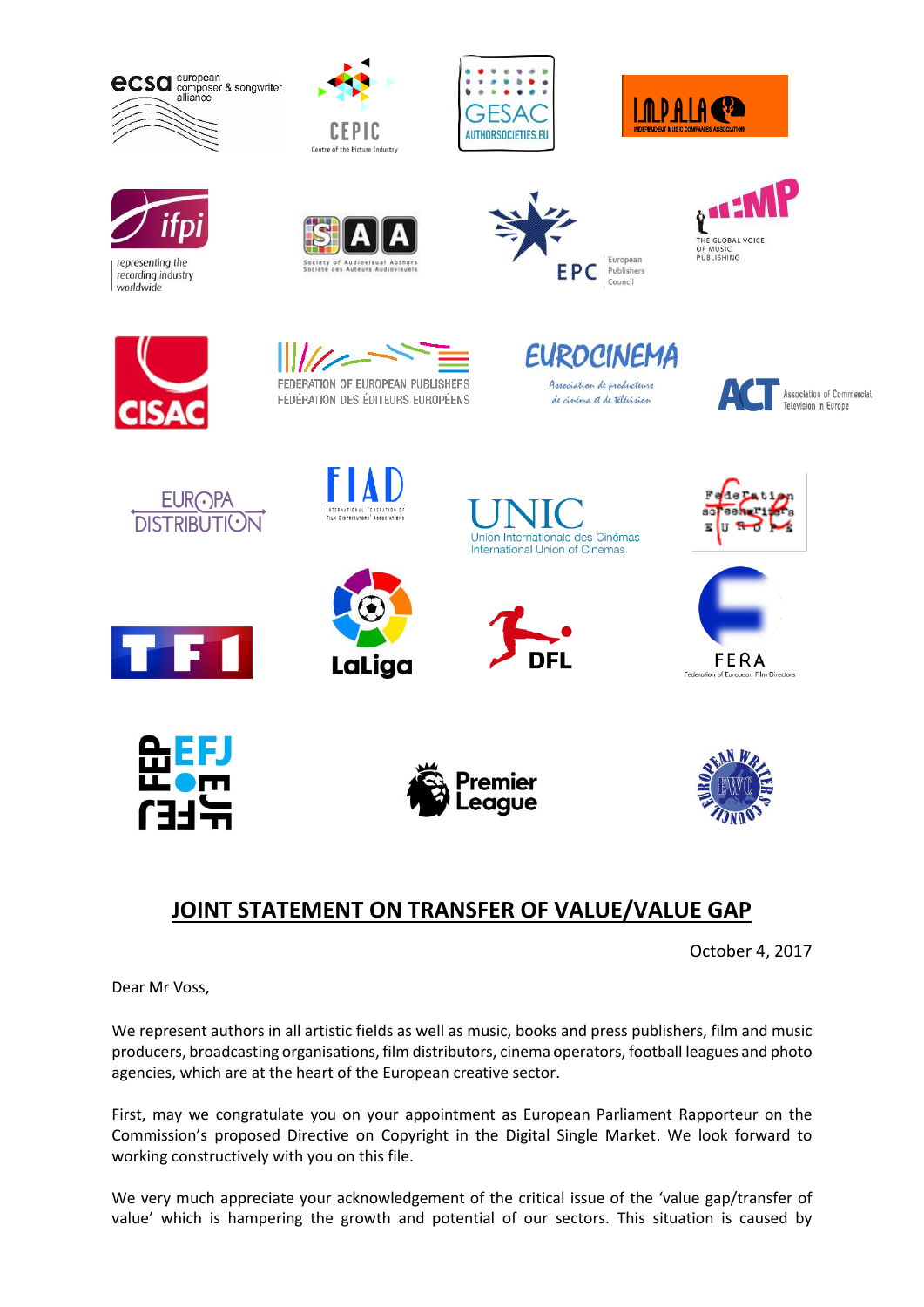## JOINT STATEMENT ON TRANSFER OF VALUE/VALUE GAP

October 4, 2017

Dear Mr Voss,

We represent authors in all artistic fields as well as music, books and press publishers, film and music producers, broadcasting organisations, film distributors, cinema operators, football leagues and photo agencies, which are at the heart of the European creative sector.

First, may we congratulate you on your appointment as European Parliament Rapporteur on the Commission's proposed Directive on Copyright in the Digital Single Market. We look forward to working constructively with you on this file.

We very much appreciate your acknowledgement of the critical issue of the 'value gap/transfer of value' which is hampering the growth and potential of our sectors. This situation is caused by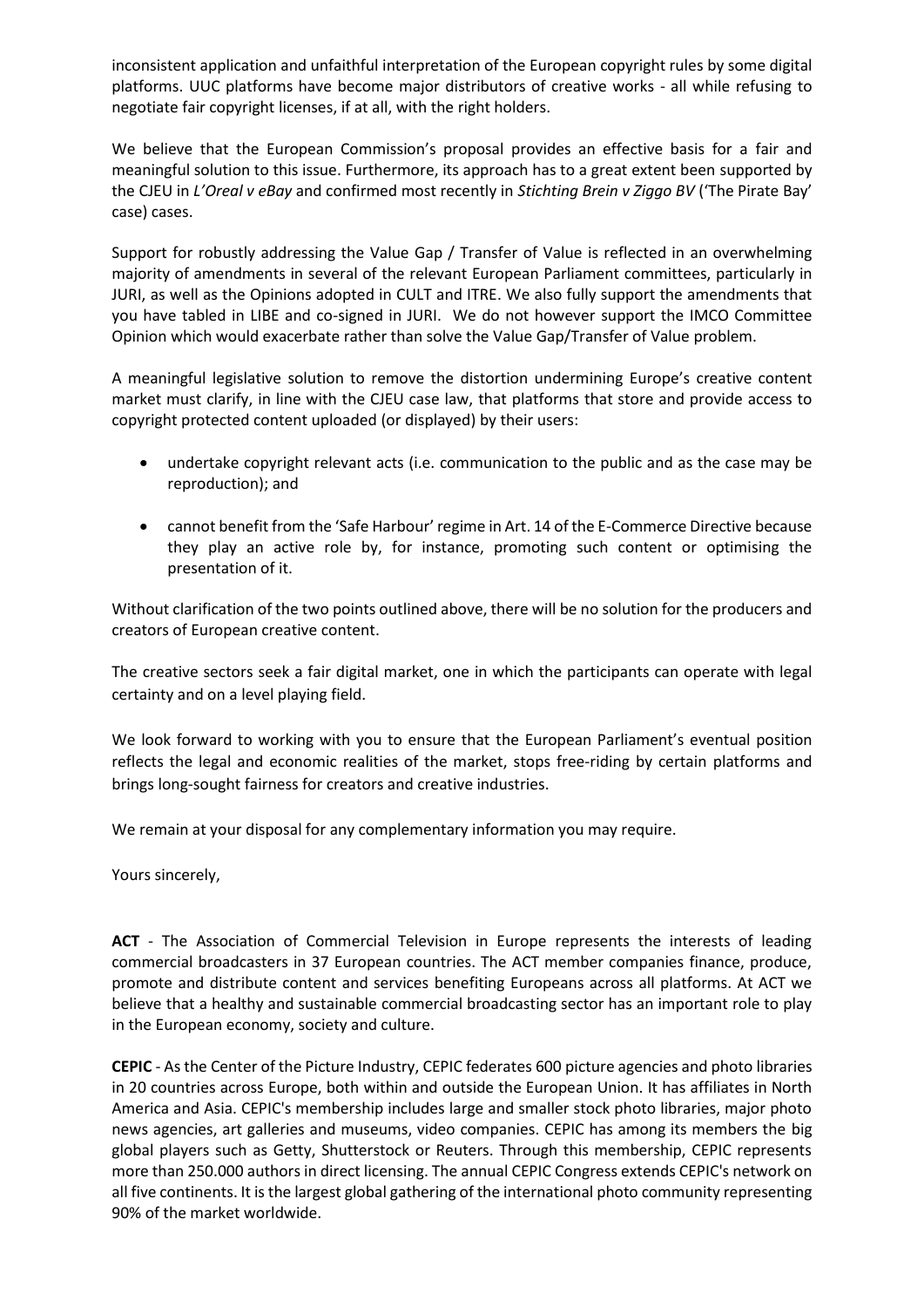inconsistent application and unfaithful interpretation of the European copyright rules by some digital platforms. UUC platforms have become major distributors of creative works - all while refusing to negotiate fair copyright licenses, if at all, with the right holders.

We believe that the European Commission's proposal provides an effective basis for a fair and meaningful solution to this issue. Furthermore, its approach has to a great extent been supported by the CJEU in *L'Oreal v eBay* and confirmed most recently in *Stichting Brein v Ziggo BV* ('The Pirate Bay' case) cases.

Support for robustly addressing the Value Gap / Transfer of Value is reflected in an overwhelming majority of amendments in several of the relevant European Parliament committees, particularly in JURI, as well as the Opinions adopted in CULT and ITRE. We also fully support the amendments that you have tabled in LIBE and co-signed in JURI. We do not however support the IMCO Committee Opinion which would exacerbate rather than solve the Value Gap/Transfer of Value problem.

A meaningful legislative solution to remove the distortion undermining Europe's creative content market must clarify, in line with the CJEU case law, that platforms that store and provide access to copyright protected content uploaded (or displayed) by their users:

- undertake copyright relevant acts (i.e. communication to the public and as the case may be reproduction); and
- cannot benefit from the 'Safe Harbour' regime in Art. 14 of the E-Commerce Directive because they play an active role by, for instance, promoting such content or optimising the presentation of it.

Without clarification of the two points outlined above, there will be no solution for the producers and creators of European creative content.

The creative sectors seek a fair digital market, one in which the participants can operate with legal certainty and on a level playing field.

We look forward to working with you to ensure that the European Parliament's eventual position reflects the legal and economic realities of the market, stops free-riding by certain platforms and brings long-sought fairness for creators and creative industries.

We remain at your disposal for any complementary information you may require.

Yours sincerely,

**ACT** - The Association of Commercial Television in Europe represents the interests of leading commercial broadcasters in 37 European countries. The ACT member companies finance, produce, promote and distribute content and services benefiting Europeans across all platforms. At ACT we believe that a healthy and sustainable commercial broadcasting sector has an important role to play in the European economy, society and culture.

**CEPIC** - As the Center of the Picture Industry, CEPIC federates 600 picture agencies and photo libraries in 20 countries across Europe, both within and outside the European Union. It has affiliates in North America and Asia. CEPIC's membership includes large and smaller stock photo libraries, major photo news agencies, art galleries and museums, video companies. CEPIC has among its members the big global players such as Getty, Shutterstock or Reuters. Through this membership, CEPIC represents more than 250.000 authors in direct licensing. The annual CEPIC Congress extends CEPIC's network on all five continents. It is the largest global gathering of the international photo community representing 90% of the market worldwide.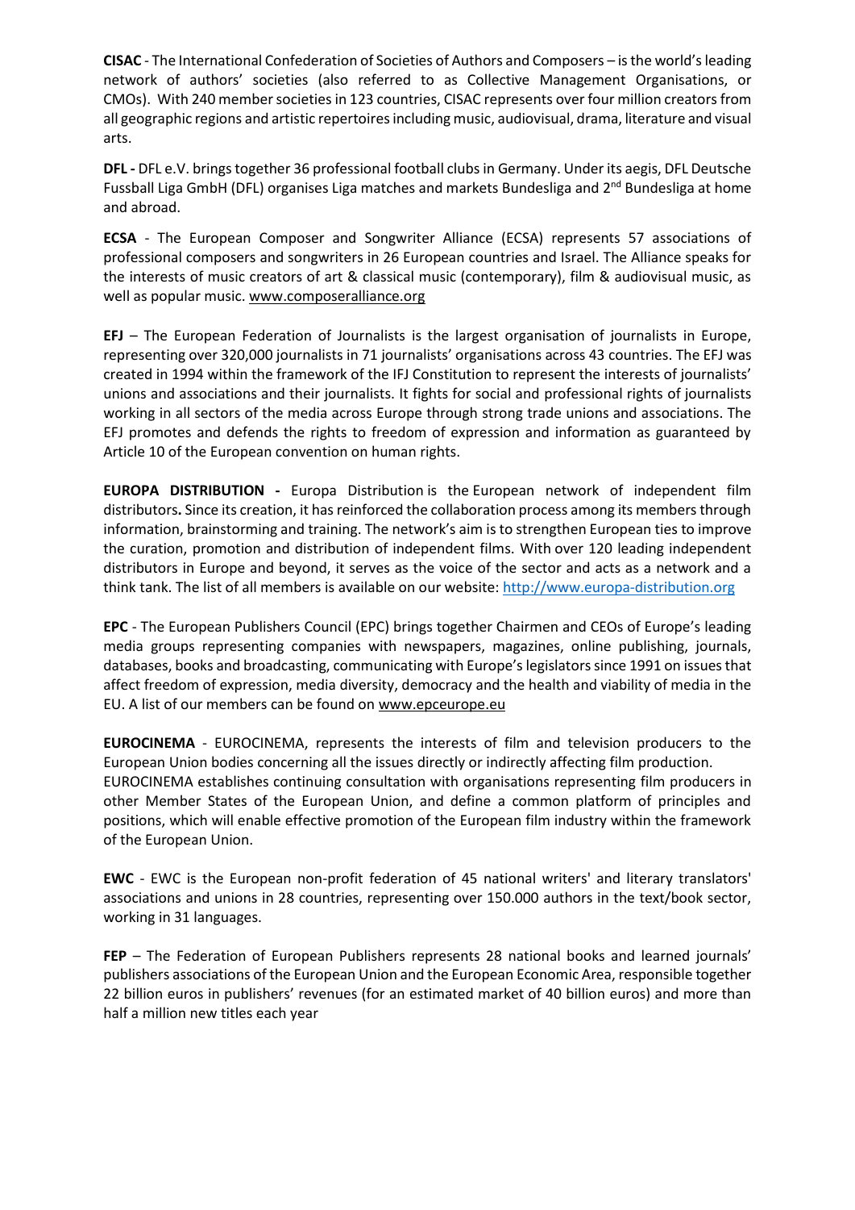**CISAC** - The International Confederation of Societies of Authors and Composers – is the world's leading network of authors' societies (also referred to as Collective Management Organisations, or CMOs). With 240 member societies in 123 countries, CISAC represents over four million creators from all geographic regions and artistic repertoires including music, audiovisual, drama, literature and visual arts.

**DFL -** DFL e.V. brings together 36 professional football clubs in Germany. Under its aegis, DFL Deutsche Fussball Liga GmbH (DFL) organises Liga matches and markets Bundesliga and 2nd Bundesliga at home and abroad.

**ECSA** - The European Composer and Songwriter Alliance (ECSA) represents 57 associations of professional composers and songwriters in 26 European countries and Israel. The Alliance speaks for the interests of music creators of art & classical music (contemporary), film & audiovisual music, as well as popular music. www.composeralliance.org

**EFJ** – The European Federation of Journalists is the largest organisation of journalists in Europe, representing over 320,000 journalists in 71 journalists' organisations across 43 countries. The EFJ was created in 1994 within the framework of the IFJ Constitution to represent the interests of journalists' unions and associations and their journalists. It fights for social and professional rights of journalists working in all sectors of the media across Europe through strong trade unions and associations. The EFJ promotes and defends the rights to freedom of expression and information as guaranteed by Article 10 of the European convention on human rights.

**EUROPA DISTRIBUTION -** Europa Distribution is the European network of independent film distributors**.** Since its creation, it has reinforced the collaboration process among its members through information, brainstorming and training. The network's aim is to strengthen European ties to improve the curation, promotion and distribution of independent films. With over 120 leading independent distributors in Europe and beyond, it serves as the voice of the sector and acts as a network and a think tank. The list of all members is available on our website: http://www.europa-distribution.org

**EPC** - The European Publishers Council (EPC) brings together Chairmen and CEOs of Europe's leading media groups representing companies with newspapers, magazines, online publishing, journals, databases, books and broadcasting, communicating with Europe's legislators since 1991 on issues that affect freedom of expression, media diversity, democracy and the health and viability of media in the EU. A list of our members can be found on www.epceurope.eu

**EUROCINEMA** - EUROCINEMA, represents the interests of film and television producers to the European Union bodies concerning all the issues directly or indirectly affecting film production. EUROCINEMA establishes continuing consultation with organisations representing film producers in other Member States of the European Union, and define a common platform of principles and positions, which will enable effective promotion of the European film industry within the framework of the European Union.

**EWC** - EWC is the European non-profit federation of 45 national writers' and literary translators' associations and unions in 28 countries, representing over 150.000 authors in the text/book sector, working in 31 languages.

**FEP** – The Federation of European Publishers represents 28 national books and learned journals' publishers associations of the European Union and the European Economic Area, responsible together 22 billion euros in publishers' revenues (for an estimated market of 40 billion euros) and more than half a million new titles each year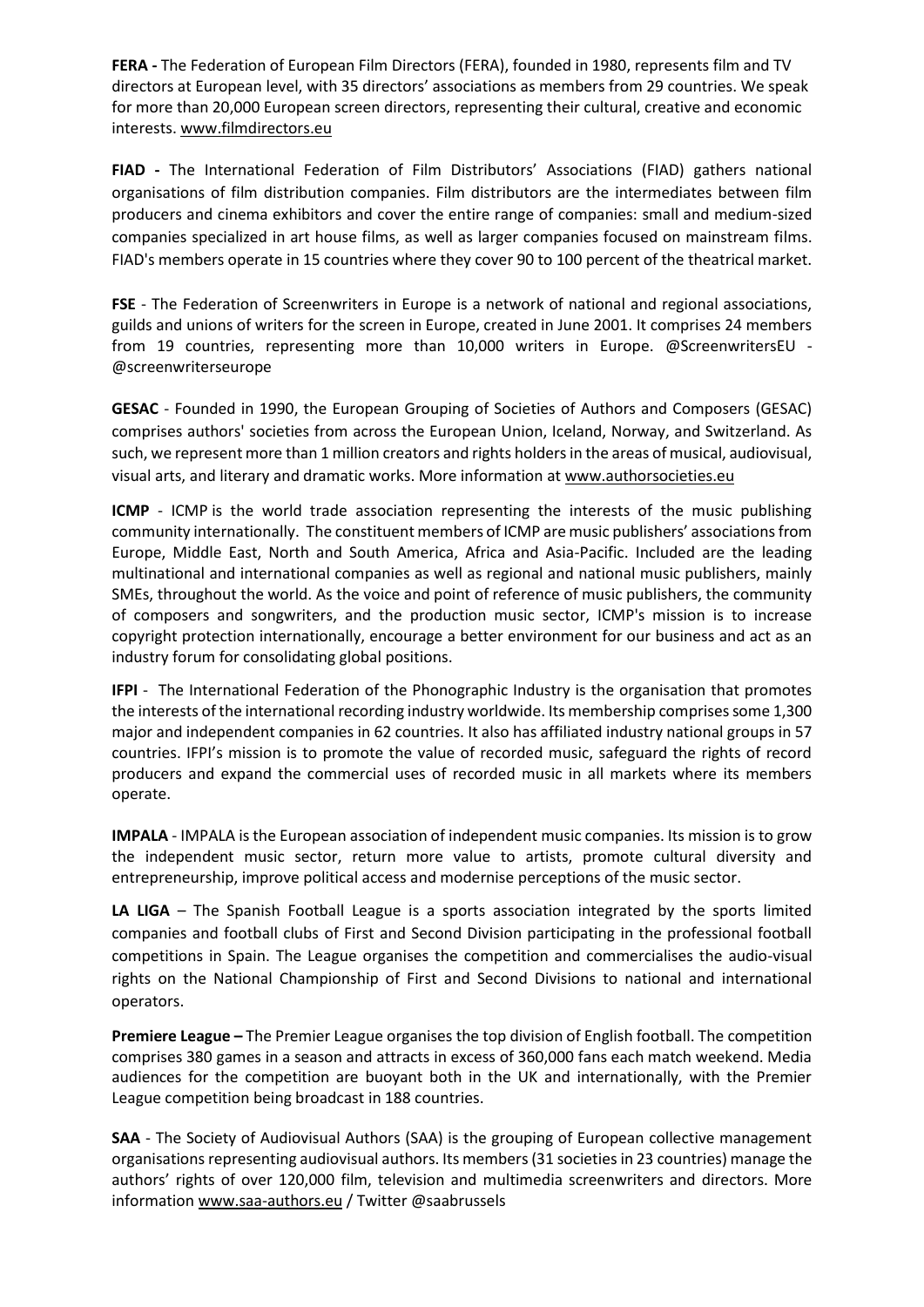**FERA -** The Federation of European Film Directors (FERA), founded in 1980, represents film and TV directors at European level, with 35 directors' associations as members from 29 countries. We speak for more than 20,000 European screen directors, representing their cultural, creative and economic interests. www.filmdirectors.eu

**FIAD -** The International Federation of Film Distributors' Associations (FIAD) gathers national organisations of film distribution companies. Film distributors are the intermediates between film producers and cinema exhibitors and cover the entire range of companies: small and medium-sized companies specialized in art house films, as well as larger companies focused on mainstream films. FIAD's members operate in 15 countries where they cover 90 to 100 percent of the theatrical market.

**FSE** - The Federation of Screenwriters in Europe is a network of national and regional associations, guilds and unions of writers for the screen in Europe, created in June 2001. It comprises 24 members from 19 countries, representing more than 10,000 writers in Europe. @ScreenwritersEU - @screenwriterseurope

**GESAC** - Founded in 1990, the European Grouping of Societies of Authors and Composers (GESAC) comprises authors' societies from across the European Union, Iceland, Norway, and Switzerland. As such, we represent more than 1 million creators and rights holders in the areas of musical, audiovisual, visual arts, and literary and dramatic works. More information at www.authorsocieties.eu

**ICMP** - ICMP is the world trade association representing the interests of the music publishing community internationally. The constituent members of ICMP are music publishers' associations from Europe, Middle East, North and South America, Africa and Asia-Pacific. Included are the leading multinational and international companies as well as regional and national music publishers, mainly SMEs, throughout the world. As the voice and point of reference of music publishers, the community of composers and songwriters, and the production music sector, ICMP's mission is to increase copyright protection internationally, encourage a better environment for our business and act as an industry forum for consolidating global positions.

**IFPI** - The International Federation of the Phonographic Industry is the organisation that promotes the interests of the international recording industry worldwide. Its membership comprises some 1,300 major and independent companies in 62 countries. It also has affiliated industry national groups in 57 countries. IFPI's mission is to promote the value of recorded music, safeguard the rights of record producers and expand the commercial uses of recorded music in all markets where its members operate.

**IMPALA** - IMPALA is the European association of independent music companies. Its mission is to grow the independent music sector, return more value to artists, promote cultural diversity and entrepreneurship, improve political access and modernise perceptions of the music sector.

**LA LIGA** – The Spanish Football League is a sports association integrated by the sports limited companies and football clubs of First and Second Division participating in the professional football competitions in Spain. The League organises the competition and commercialises the audio-visual rights on the National Championship of First and Second Divisions to national and international operators.

**Premiere League –** The Premier League organises the top division of English football. The competition comprises 380 games in a season and attracts in excess of 360,000 fans each match weekend. Media audiences for the competition are buoyant both in the UK and internationally, with the Premier League competition being broadcast in 188 countries.

**SAA** - The Society of Audiovisual Authors (SAA) is the grouping of European collective management organisations representing audiovisual authors. Its members (31 societies in 23 countries) manage the authors' rights of over 120,000 film, television and multimedia screenwriters and directors. More information www.saa-authors.eu / Twitter @saabrussels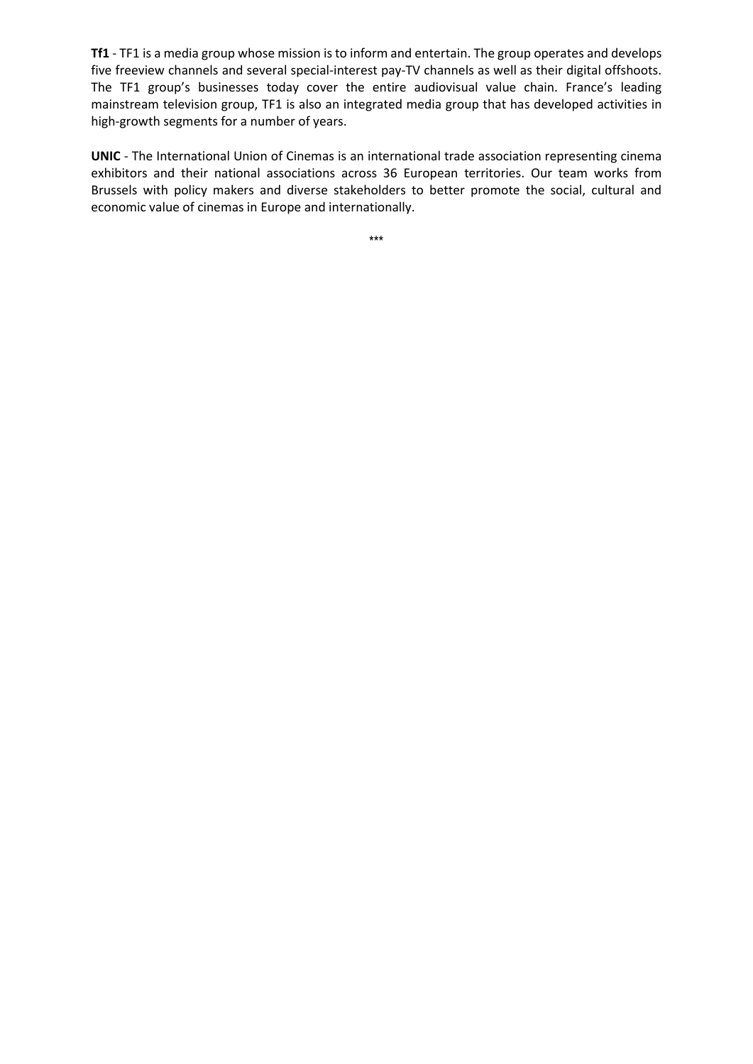**Tf1** - TF1 is a media group whose mission is to inform and entertain. The group operates and develops five freeview channels and several special-interest pay-TV channels as well as their digital offshoots. The TF1 group's businesses today cover the entire audiovisual value chain. France's leading mainstream television group, TF1 is also an integrated media group that has developed activities in high-growth segments for a number of years.

**UNIC** - The International Union of Cinemas is an international trade association representing cinema exhibitors and their national associations across 36 European territories. Our team works from Brussels with policy makers and diverse stakeholders to better promote the social, cultural and economic value of cinemas in Europe and internationally.

***